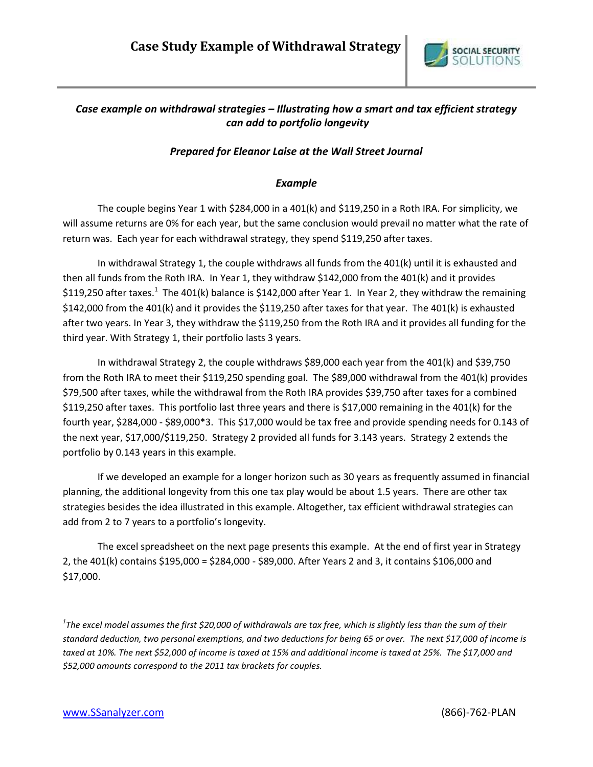# Case Study Example of Withdrawal Strategy

***Case example on withdrawal strategies – Illustrating how a smart and tax efficient strategy can add to portfolio longevity***

***Prepared for Eleanor Laise at the Wall Street Journal***

***Example***

The couple begins Year 1 with $284,000 in a 401(k) and $119,250 in a Roth IRA. For simplicity, we will assume returns are 0% for each year, but the same conclusion would prevail no matter what the rate of return was. Each year for each withdrawal strategy, they spend $119,250 after taxes.

In withdrawal Strategy 1, the couple withdraws all funds from the 401(k) until it is exhausted and then all funds from the Roth IRA. In Year 1, they withdraw $142,000 from the 401(k) and it provides $119,250 after taxes.[1] The 401(k) balance is $142,000 after Year 1. In Year 2, they withdraw the remaining $142,000 from the 401(k) and it provides the $119,250 after taxes for that year. The 401(k) is exhausted after two years. In Year 3, they withdraw the $119,250 from the Roth IRA and it provides all funding for the third year. With Strategy 1, their portfolio lasts 3 years.

In withdrawal Strategy 2, the couple withdraws $89,000 each year from the 401(k) and $39,750 from the Roth IRA to meet their $119,250 spending goal. The $89,000 withdrawal from the 401(k) provides $79,500 after taxes, while the withdrawal from the Roth IRA provides $39,750 after taxes for a combined $119,250 after taxes. This portfolio last three years and there is $17,000 remaining in the 401(k) for the fourth year, $284,000 - $89,000*3. This $17,000 would be tax free and provide spending needs for 0.143 of the next year, $17,000/$119,250. Strategy 2 provided all funds for 3.143 years. Strategy 2 extends the portfolio by 0.143 years in this example.

If we developed an example for a longer horizon such as 30 years as frequently assumed in financial planning, the additional longevity from this one tax play would be about 1.5 years. There are other tax strategies besides the idea illustrated in this example. Altogether, tax efficient withdrawal strategies can add from 2 to 7 years to a portfolio's longevity.

The excel spreadsheet on the next page presents this example. At the end of first year in Strategy 2, the 401(k) contains $195,000 = $284,000 - $89,000. After Years 2 and 3, it contains $106,000 and $17,000.

*[1]The excel model assumes the first $20,000 of withdrawals are tax free, which is slightly less than the sum of their standard deduction, two personal exemptions, and two deductions for being 65 or over. The next $17,000 of income is taxed at 10%. The next $52,000 of income is taxed at 15% and additional income is taxed at 25%. The $17,000 and $52,000 amounts correspond to the 2011 tax brackets for couples.*

www.SSanalyzer.com (866)-762-PLAN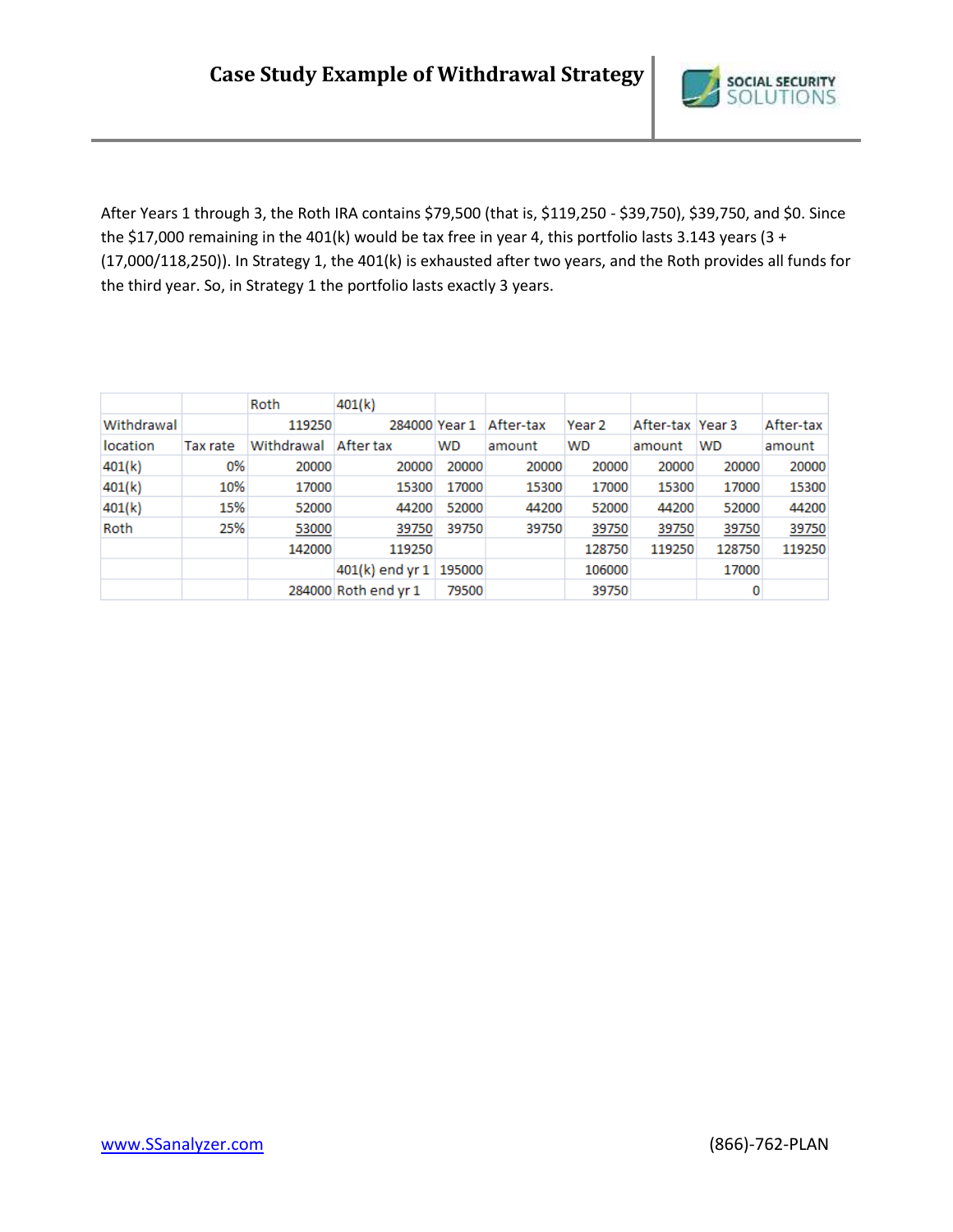After Years 1 through 3, the Roth IRA contains \$79,500 (that is, \$119,250 - \$39,750), \$39,750, and \$0. Since the \$17,000 remaining in the 401(k) would be tax free in year 4, this portfolio lasts 3.143 years (3 + (17,000/118,250)). In Strategy 1, the 401(k) is exhausted after two years, and the Roth provides all funds for the third year. So, in Strategy 1 the portfolio lasts exactly 3 years.

| | | Roth | 401(k) | | | | | | |
|---|---|---|---|---|---|---|---|---|---|
| Withdrawal | | 119250 | 284000 | Year 1 | After-tax | Year 2 | After-tax | Year 3 | After-tax |
| location | Tax rate | Withdrawal | After tax | WD | amount | WD | amount | WD | amount |
| 401(k) | 0% | 20000 | 20000 | 20000 | 20000 | 20000 | 20000 | 20000 | 20000 |
| 401(k) | 10% | 17000 | 15300 | 17000 | 15300 | 17000 | 15300 | 17000 | 15300 |
| 401(k) | 15% | 52000 | 44200 | 52000 | 44200 | 52000 | 44200 | 52000 | 44200 |
| Roth | 25% | 53000 | 39750 | 39750 | 39750 | 39750 | 39750 | 39750 | 39750 |
| | | 142000 | 119250 | | | 128750 | 119250 | 128750 | 119250 |
| | | | 401(k) end yr 1 | 195000 | | 106000 | | 17000 | |
| | | 284000 | Roth end yr 1 | 79500 | | 39750 | | 0 | |